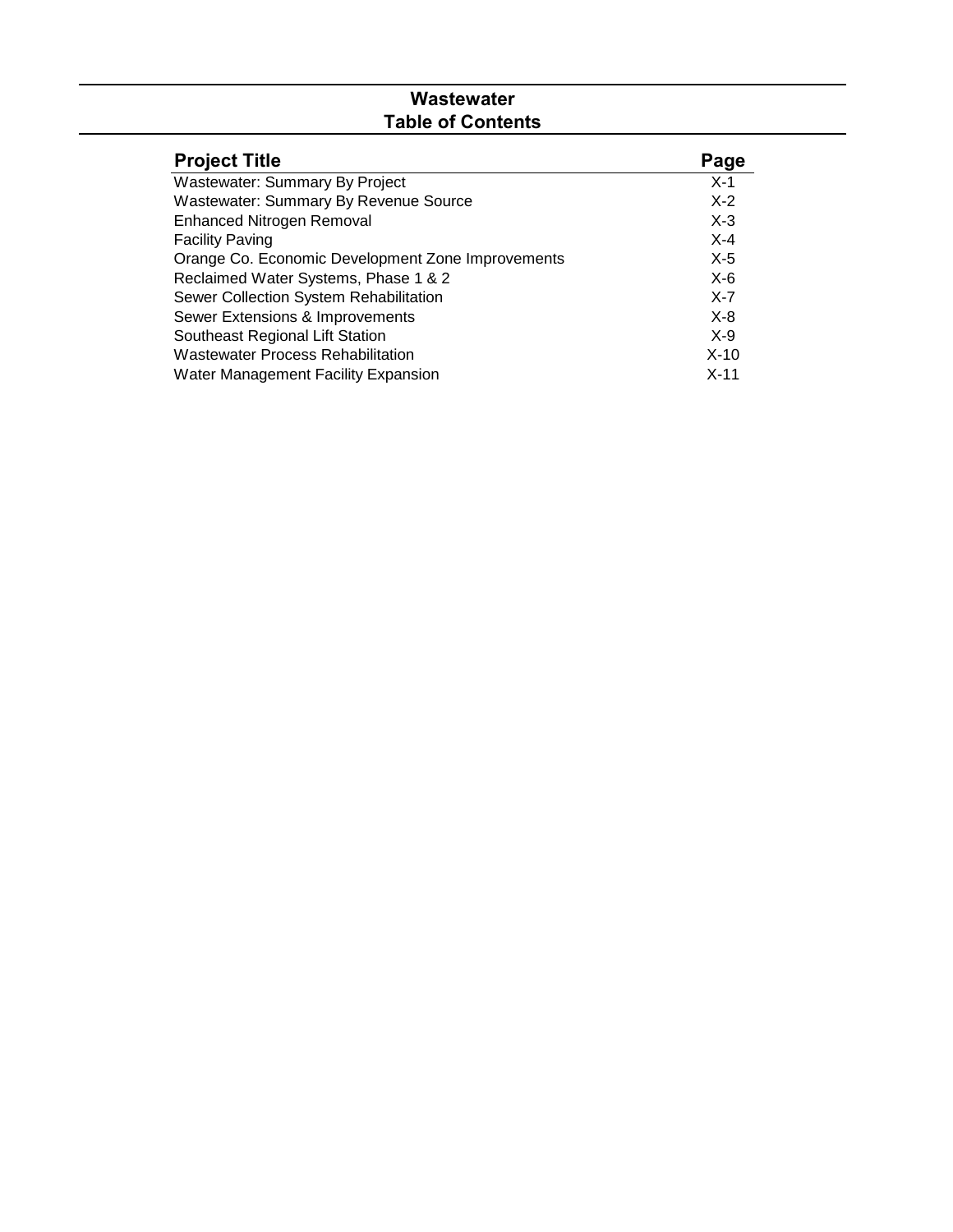# Wastewater
## Table of Contents

| Project Title | Page |
|---|---|
| Wastewater: Summary By Project | X-1 |
| Wastewater: Summary By Revenue Source | X-2 |
| Enhanced Nitrogen Removal | X-3 |
| Facility Paving | X-4 |
| Orange Co. Economic Development Zone Improvements | X-5 |
| Reclaimed Water Systems, Phase 1 & 2 | X-6 |
| Sewer Collection System Rehabilitation | X-7 |
| Sewer Extensions & Improvements | X-8 |
| Southeast Regional Lift Station | X-9 |
| Wastewater Process Rehabilitation | X-10 |
| Water Management Facility Expansion | X-11 |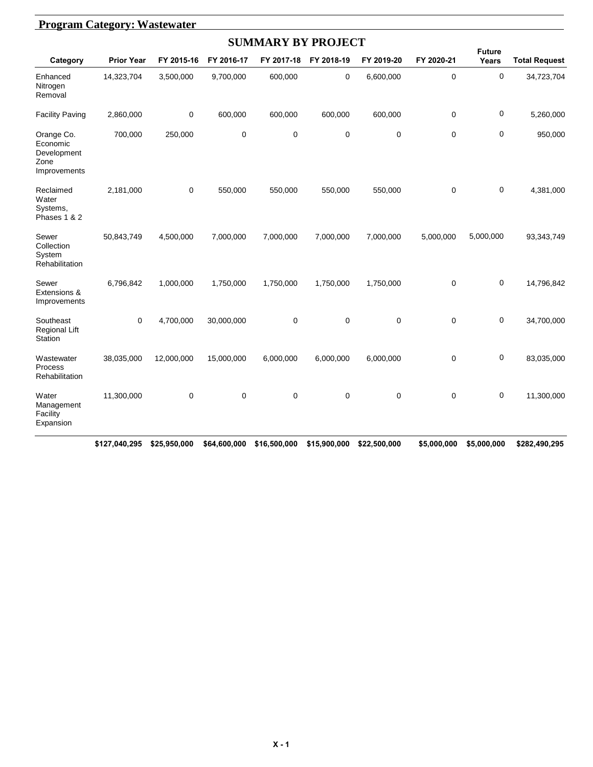## Program Category: Wastewater

### SUMMARY BY PROJECT

| Category | Prior Year | FY 2015-16 | FY 2016-17 | FY 2017-18 | FY 2018-19 | FY 2019-20 | FY 2020-21 | Future Years | Total Request |
|---|---|---|---|---|---|---|---|---|---|
| Enhanced Nitrogen Removal | 14,323,704 | 3,500,000 | 9,700,000 | 600,000 | 0 | 6,600,000 | 0 | 0 | 34,723,704 |
| Facility Paving | 2,860,000 | 0 | 600,000 | 600,000 | 600,000 | 600,000 | 0 | 0 | 5,260,000 |
| Orange Co. Economic Development Zone Improvements | 700,000 | 250,000 | 0 | 0 | 0 | 0 | 0 | 0 | 950,000 |
| Reclaimed Water Systems, Phases 1 & 2 | 2,181,000 | 0 | 550,000 | 550,000 | 550,000 | 550,000 | 0 | 0 | 4,381,000 |
| Sewer Collection System Rehabilitation | 50,843,749 | 4,500,000 | 7,000,000 | 7,000,000 | 7,000,000 | 7,000,000 | 5,000,000 | 5,000,000 | 93,343,749 |
| Sewer Extensions & Improvements | 6,796,842 | 1,000,000 | 1,750,000 | 1,750,000 | 1,750,000 | 1,750,000 | 0 | 0 | 14,796,842 |
| Southeast Regional Lift Station | 0 | 4,700,000 | 30,000,000 | 0 | 0 | 0 | 0 | 0 | 34,700,000 |
| Wastewater Process Rehabilitation | 38,035,000 | 12,000,000 | 15,000,000 | 6,000,000 | 6,000,000 | 6,000,000 | 0 | 0 | 83,035,000 |
| Water Management Facility Expansion | 11,300,000 | 0 | 0 | 0 | 0 | 0 | 0 | 0 | 11,300,000 |
| | **$127,040,295** | **$25,950,000** | **$64,600,000** | **$16,500,000** | **$15,900,000** | **$22,500,000** | **$5,000,000** | **$5,000,000** | **$282,490,295** |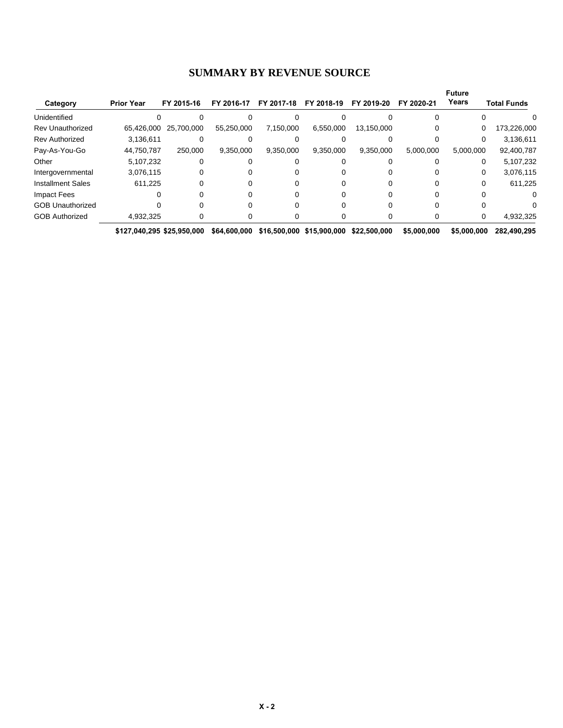# SUMMARY BY REVENUE SOURCE

| Category | Prior Year | FY 2015-16 | FY 2016-17 | FY 2017-18 | FY 2018-19 | FY 2019-20 | FY 2020-21 | Future Years | Total Funds |
|---|---|---|---|---|---|---|---|---|---|
| Unidentified | 0 | 0 | 0 | 0 | 0 | 0 | 0 | 0 | 0 |
| Rev Unauthorized | 65,426,000 | 25,700,000 | 55,250,000 | 7,150,000 | 6,550,000 | 13,150,000 | 0 | 0 | 173,226,000 |
| Rev Authorized | 3,136,611 | 0 | 0 | 0 | 0 | 0 | 0 | 0 | 3,136,611 |
| Pay-As-You-Go | 44,750,787 | 250,000 | 9,350,000 | 9,350,000 | 9,350,000 | 9,350,000 | 5,000,000 | 5,000,000 | 92,400,787 |
| Other | 5,107,232 | 0 | 0 | 0 | 0 | 0 | 0 | 0 | 5,107,232 |
| Intergovernmental | 3,076,115 | 0 | 0 | 0 | 0 | 0 | 0 | 0 | 3,076,115 |
| Installment Sales | 611,225 | 0 | 0 | 0 | 0 | 0 | 0 | 0 | 611,225 |
| Impact Fees | 0 | 0 | 0 | 0 | 0 | 0 | 0 | 0 | 0 |
| GOB Unauthorized | 0 | 0 | 0 | 0 | 0 | 0 | 0 | 0 | 0 |
| GOB Authorized | 4,932,325 | 0 | 0 | 0 | 0 | 0 | 0 | 0 | 4,932,325 |
| | **$127,040,295** | **$25,950,000** | **$64,600,000** | **$16,500,000** | **$15,900,000** | **$22,500,000** | **$5,000,000** | **$5,000,000** | **282,490,295** |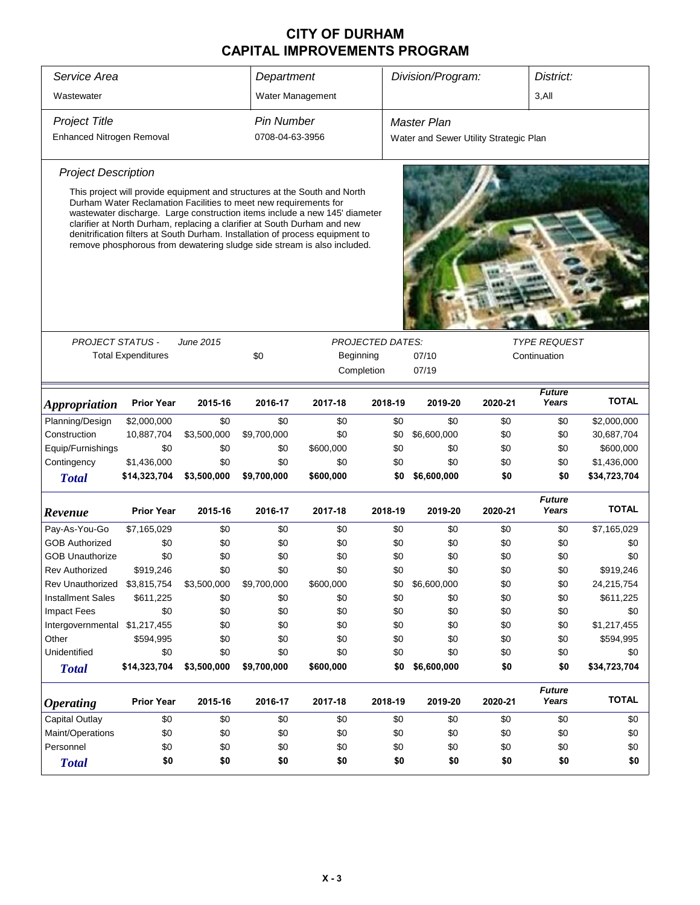# CITY OF DURHAM
# CAPITAL IMPROVEMENTS PROGRAM

| Service Area | Department | Division/Program: | District: |
|---|---|---|---|
| Wastewater | Water Management | | 3,All |

| Project Title | Pin Number | Master Plan |
|---|---|---|
| Enhanced Nitrogen Removal | 0708-04-63-3956 | Water and Sewer Utility Strategic Plan |

### Project Description

This project will provide equipment and structures at the South and North Durham Water Reclamation Facilities to meet new requirements for wastewater discharge. Large construction items include a new 145' diameter clarifier at North Durham, replacing a clarifier at South Durham and new denitrification filters at South Durham. Installation of process equipment to remove phosphorous from dewatering sludge side stream is also included.

| PROJECT STATUS - June 2015 | | PROJECTED DATES: | | TYPE REQUEST |
|---|---|---|---|---|
| Total Expenditures | $0 | Beginning | 07/10 | Continuation |
| | | Completion | 07/19 | |

| Appropriation | Prior Year | 2015-16 | 2016-17 | 2017-18 | 2018-19 | 2019-20 | 2020-21 | Future Years | TOTAL |
|---|---|---|---|---|---|---|---|---|---|
| Planning/Design | $2,000,000 | $0 | $0 | $0 | $0 | $0 | $0 | $0 | $2,000,000 |
| Construction | 10,887,704 | $3,500,000 | $9,700,000 | $0 | $0 | $6,600,000 | $0 | $0 | 30,687,704 |
| Equip/Furnishings | $0 | $0 | $0 | $600,000 | $0 | $0 | $0 | $0 | $600,000 |
| Contingency | $1,436,000 | $0 | $0 | $0 | $0 | $0 | $0 | $0 | $1,436,000 |
| **Total** | **$14,323,704** | **$3,500,000** | **$9,700,000** | **$600,000** | **$0** | **$6,600,000** | **$0** | **$0** | **$34,723,704** |

| Revenue | Prior Year | 2015-16 | 2016-17 | 2017-18 | 2018-19 | 2019-20 | 2020-21 | Future Years | TOTAL |
|---|---|---|---|---|---|---|---|---|---|
| Pay-As-You-Go | $7,165,029 | $0 | $0 | $0 | $0 | $0 | $0 | $0 | $7,165,029 |
| GOB Authorized | $0 | $0 | $0 | $0 | $0 | $0 | $0 | $0 | $0 |
| GOB Unauthorize | $0 | $0 | $0 | $0 | $0 | $0 | $0 | $0 | $0 |
| Rev Authorized | $919,246 | $0 | $0 | $0 | $0 | $0 | $0 | $0 | $919,246 |
| Rev Unauthorized | $3,815,754 | $3,500,000 | $9,700,000 | $600,000 | $0 | $6,600,000 | $0 | $0 | 24,215,754 |
| Installment Sales | $611,225 | $0 | $0 | $0 | $0 | $0 | $0 | $0 | $611,225 |
| Impact Fees | $0 | $0 | $0 | $0 | $0 | $0 | $0 | $0 | $0 |
| Intergovernmental | $1,217,455 | $0 | $0 | $0 | $0 | $0 | $0 | $0 | $1,217,455 |
| Other | $594,995 | $0 | $0 | $0 | $0 | $0 | $0 | $0 | $594,995 |
| Unidentified | $0 | $0 | $0 | $0 | $0 | $0 | $0 | $0 | $0 |
| **Total** | **$14,323,704** | **$3,500,000** | **$9,700,000** | **$600,000** | **$0** | **$6,600,000** | **$0** | **$0** | **$34,723,704** |

| Operating | Prior Year | 2015-16 | 2016-17 | 2017-18 | 2018-19 | 2019-20 | 2020-21 | Future Years | TOTAL |
|---|---|---|---|---|---|---|---|---|---|
| Capital Outlay | $0 | $0 | $0 | $0 | $0 | $0 | $0 | $0 | $0 |
| Maint/Operations | $0 | $0 | $0 | $0 | $0 | $0 | $0 | $0 | $0 |
| Personnel | $0 | $0 | $0 | $0 | $0 | $0 | $0 | $0 | $0 |
| **Total** | **$0** | **$0** | **$0** | **$0** | **$0** | **$0** | **$0** | **$0** | **$0** |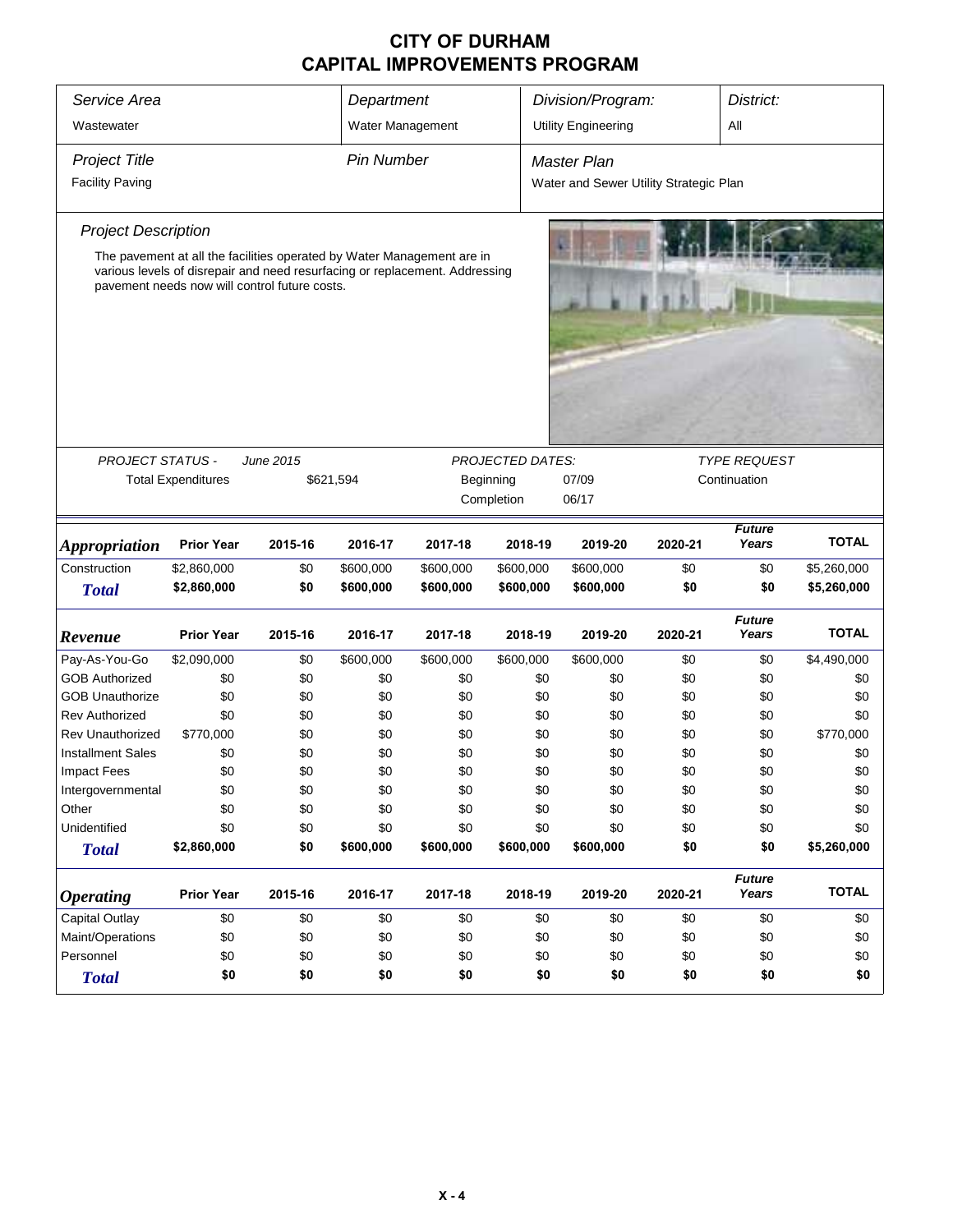# CITY OF DURHAM
# CAPITAL IMPROVEMENTS PROGRAM

| *Service Area* | *Department* | *Division/Program:* | *District:* |
|---|---|---|---|
| Wastewater | Water Management | Utility Engineering | All |

| *Project Title* | *Pin Number* | *Master Plan* |
|---|---|---|
| Facility Paving | | Water and Sewer Utility Strategic Plan |

*Project Description*

The pavement at all the facilities operated by Water Management are in various levels of disrepair and need resurfacing or replacement. Addressing pavement needs now will control future costs.

| *PROJECT STATUS -* | *June 2015* | *PROJECTED DATES:* | | *TYPE REQUEST* |
|---|---|---|---|---|
| Total Expenditures | $621,594 | Beginning | 07/09 | Continuation |
| | | Completion | 06/17 | |

| *Appropriation* | Prior Year | 2015-16 | 2016-17 | 2017-18 | 2018-19 | 2019-20 | 2020-21 | *Future Years* | TOTAL |
|---|---|---|---|---|---|---|---|---|---|
| Construction | $2,860,000 | $0 | $600,000 | $600,000 | $600,000 | $600,000 | $0 | $0 | $5,260,000 |
| ***Total*** | **$2,860,000** | **$0** | **$600,000** | **$600,000** | **$600,000** | **$600,000** | **$0** | **$0** | **$5,260,000** |

| *Revenue* | Prior Year | 2015-16 | 2016-17 | 2017-18 | 2018-19 | 2019-20 | 2020-21 | *Future Years* | TOTAL |
|---|---|---|---|---|---|---|---|---|---|
| Pay-As-You-Go | $2,090,000 | $0 | $600,000 | $600,000 | $600,000 | $600,000 | $0 | $0 | $4,490,000 |
| GOB Authorized | $0 | $0 | $0 | $0 | $0 | $0 | $0 | $0 | $0 |
| GOB Unauthorize | $0 | $0 | $0 | $0 | $0 | $0 | $0 | $0 | $0 |
| Rev Authorized | $0 | $0 | $0 | $0 | $0 | $0 | $0 | $0 | $0 |
| Rev Unauthorized | $770,000 | $0 | $0 | $0 | $0 | $0 | $0 | $0 | $770,000 |
| Installment Sales | $0 | $0 | $0 | $0 | $0 | $0 | $0 | $0 | $0 |
| Impact Fees | $0 | $0 | $0 | $0 | $0 | $0 | $0 | $0 | $0 |
| Intergovernmental | $0 | $0 | $0 | $0 | $0 | $0 | $0 | $0 | $0 |
| Other | $0 | $0 | $0 | $0 | $0 | $0 | $0 | $0 | $0 |
| Unidentified | $0 | $0 | $0 | $0 | $0 | $0 | $0 | $0 | $0 |
| ***Total*** | **$2,860,000** | **$0** | **$600,000** | **$600,000** | **$600,000** | **$600,000** | **$0** | **$0** | **$5,260,000** |

| *Operating* | Prior Year | 2015-16 | 2016-17 | 2017-18 | 2018-19 | 2019-20 | 2020-21 | *Future Years* | TOTAL |
|---|---|---|---|---|---|---|---|---|---|
| Capital Outlay | $0 | $0 | $0 | $0 | $0 | $0 | $0 | $0 | $0 |
| Maint/Operations | $0 | $0 | $0 | $0 | $0 | $0 | $0 | $0 | $0 |
| Personnel | $0 | $0 | $0 | $0 | $0 | $0 | $0 | $0 | $0 |
| ***Total*** | **$0** | **$0** | **$0** | **$0** | **$0** | **$0** | **$0** | **$0** | **$0** |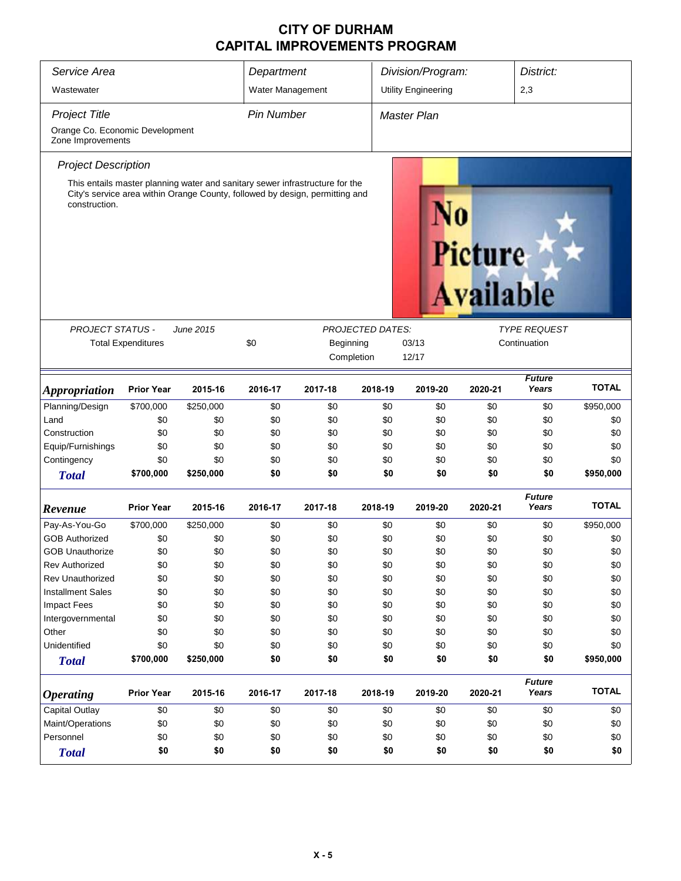# CITY OF DURHAM
# CAPITAL IMPROVEMENTS PROGRAM

| Service Area | Department | Division/Program: | District: |
|---|---|---|---|
| Wastewater | Water Management | Utility Engineering | 2,3 |

| Project Title | Pin Number | Master Plan |
|---|---|---|
| Orange Co. Economic Development Zone Improvements | | |

### Project Description

This entails master planning water and sanitary sewer infrastructure for the City's service area within Orange County, followed by design, permitting and construction.

No Picture Available

| PROJECT STATUS - June 2015 | | PROJECTED DATES: | | TYPE REQUEST |
|---|---|---|---|---|
| Total Expenditures | $0 | Beginning | 03/13 | Continuation |
| | | Completion | 12/17 | |

| Appropriation | Prior Year | 2015-16 | 2016-17 | 2017-18 | 2018-19 | 2019-20 | 2020-21 | Future Years | TOTAL |
|---|---|---|---|---|---|---|---|---|---|
| Planning/Design | $700,000 | $250,000 | $0 | $0 | $0 | $0 | $0 | $0 | $950,000 |
| Land | $0 | $0 | $0 | $0 | $0 | $0 | $0 | $0 | $0 |
| Construction | $0 | $0 | $0 | $0 | $0 | $0 | $0 | $0 | $0 |
| Equip/Furnishings | $0 | $0 | $0 | $0 | $0 | $0 | $0 | $0 | $0 |
| Contingency | $0 | $0 | $0 | $0 | $0 | $0 | $0 | $0 | $0 |
| **Total** | **$700,000** | **$250,000** | **$0** | **$0** | **$0** | **$0** | **$0** | **$0** | **$950,000** |

| Revenue | Prior Year | 2015-16 | 2016-17 | 2017-18 | 2018-19 | 2019-20 | 2020-21 | Future Years | TOTAL |
|---|---|---|---|---|---|---|---|---|---|
| Pay-As-You-Go | $700,000 | $250,000 | $0 | $0 | $0 | $0 | $0 | $0 | $950,000 |
| GOB Authorized | $0 | $0 | $0 | $0 | $0 | $0 | $0 | $0 | $0 |
| GOB Unauthorize | $0 | $0 | $0 | $0 | $0 | $0 | $0 | $0 | $0 |
| Rev Authorized | $0 | $0 | $0 | $0 | $0 | $0 | $0 | $0 | $0 |
| Rev Unauthorized | $0 | $0 | $0 | $0 | $0 | $0 | $0 | $0 | $0 |
| Installment Sales | $0 | $0 | $0 | $0 | $0 | $0 | $0 | $0 | $0 |
| Impact Fees | $0 | $0 | $0 | $0 | $0 | $0 | $0 | $0 | $0 |
| Intergovernmental | $0 | $0 | $0 | $0 | $0 | $0 | $0 | $0 | $0 |
| Other | $0 | $0 | $0 | $0 | $0 | $0 | $0 | $0 | $0 |
| Unidentified | $0 | $0 | $0 | $0 | $0 | $0 | $0 | $0 | $0 |
| **Total** | **$700,000** | **$250,000** | **$0** | **$0** | **$0** | **$0** | **$0** | **$0** | **$950,000** |

| Operating | Prior Year | 2015-16 | 2016-17 | 2017-18 | 2018-19 | 2019-20 | 2020-21 | Future Years | TOTAL |
|---|---|---|---|---|---|---|---|---|---|
| Capital Outlay | $0 | $0 | $0 | $0 | $0 | $0 | $0 | $0 | $0 |
| Maint/Operations | $0 | $0 | $0 | $0 | $0 | $0 | $0 | $0 | $0 |
| Personnel | $0 | $0 | $0 | $0 | $0 | $0 | $0 | $0 | $0 |
| **Total** | **$0** | **$0** | **$0** | **$0** | **$0** | **$0** | **$0** | **$0** | **$0** |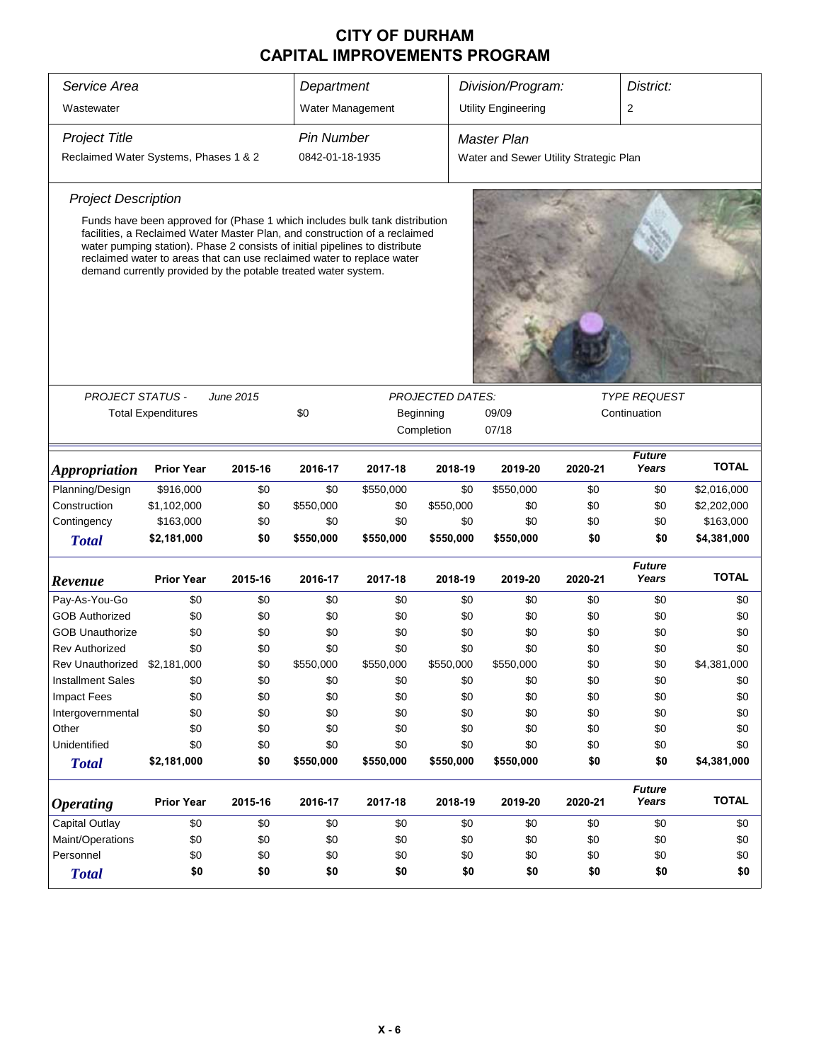# CITY OF DURHAM
# CAPITAL IMPROVEMENTS PROGRAM

| *Service Area* | *Department* | *Division/Program:* | *District:* |
|---|---|---|---|
| Wastewater | Water Management | Utility Engineering | 2 |

| *Project Title* | *Pin Number* | *Master Plan* |
|---|---|---|
| Reclaimed Water Systems, Phases 1 & 2 | 0842-01-18-1935 | Water and Sewer Utility Strategic Plan |

*Project Description*

Funds have been approved for (Phase 1 which includes bulk tank distribution facilities, a Reclaimed Water Master Plan, and construction of a reclaimed water pumping station). Phase 2 consists of initial pipelines to distribute reclaimed water to areas that can use reclaimed water to replace water demand currently provided by the potable treated water system.

| *PROJECT STATUS -* | *June 2015* | *PROJECTED DATES:* | | *TYPE REQUEST* |
|---|---|---|---|---|
| Total Expenditures | $0 | Beginning | 09/09 | Continuation |
| | | Completion | 07/18 | |

| ***Appropriation*** | **Prior Year** | **2015-16** | **2016-17** | **2017-18** | **2018-19** | **2019-20** | **2020-21** | ***Future Years*** | **TOTAL** |
|---|---|---|---|---|---|---|---|---|---|
| Planning/Design | $916,000 | $0 | $0 | $550,000 | $0 | $550,000 | $0 | $0 | $2,016,000 |
| Construction | $1,102,000 | $0 | $550,000 | $0 | $550,000 | $0 | $0 | $0 | $2,202,000 |
| Contingency | $163,000 | $0 | $0 | $0 | $0 | $0 | $0 | $0 | $163,000 |
| ***Total*** | **$2,181,000** | **$0** | **$550,000** | **$550,000** | **$550,000** | **$550,000** | **$0** | **$0** | **$4,381,000** |

| ***Revenue*** | **Prior Year** | **2015-16** | **2016-17** | **2017-18** | **2018-19** | **2019-20** | **2020-21** | ***Future Years*** | **TOTAL** |
|---|---|---|---|---|---|---|---|---|---|
| Pay-As-You-Go | $0 | $0 | $0 | $0 | $0 | $0 | $0 | $0 | $0 |
| GOB Authorized | $0 | $0 | $0 | $0 | $0 | $0 | $0 | $0 | $0 |
| GOB Unauthorize | $0 | $0 | $0 | $0 | $0 | $0 | $0 | $0 | $0 |
| Rev Authorized | $0 | $0 | $0 | $0 | $0 | $0 | $0 | $0 | $0 |
| Rev Unauthorized | $2,181,000 | $0 | $550,000 | $550,000 | $550,000 | $550,000 | $0 | $0 | $4,381,000 |
| Installment Sales | $0 | $0 | $0 | $0 | $0 | $0 | $0 | $0 | $0 |
| Impact Fees | $0 | $0 | $0 | $0 | $0 | $0 | $0 | $0 | $0 |
| Intergovernmental | $0 | $0 | $0 | $0 | $0 | $0 | $0 | $0 | $0 |
| Other | $0 | $0 | $0 | $0 | $0 | $0 | $0 | $0 | $0 |
| Unidentified | $0 | $0 | $0 | $0 | $0 | $0 | $0 | $0 | $0 |
| ***Total*** | **$2,181,000** | **$0** | **$550,000** | **$550,000** | **$550,000** | **$550,000** | **$0** | **$0** | **$4,381,000** |

| ***Operating*** | **Prior Year** | **2015-16** | **2016-17** | **2017-18** | **2018-19** | **2019-20** | **2020-21** | ***Future Years*** | **TOTAL** |
|---|---|---|---|---|---|---|---|---|---|
| Capital Outlay | $0 | $0 | $0 | $0 | $0 | $0 | $0 | $0 | $0 |
| Maint/Operations | $0 | $0 | $0 | $0 | $0 | $0 | $0 | $0 | $0 |
| Personnel | $0 | $0 | $0 | $0 | $0 | $0 | $0 | $0 | $0 |
| ***Total*** | **$0** | **$0** | **$0** | **$0** | **$0** | **$0** | **$0** | **$0** | **$0** |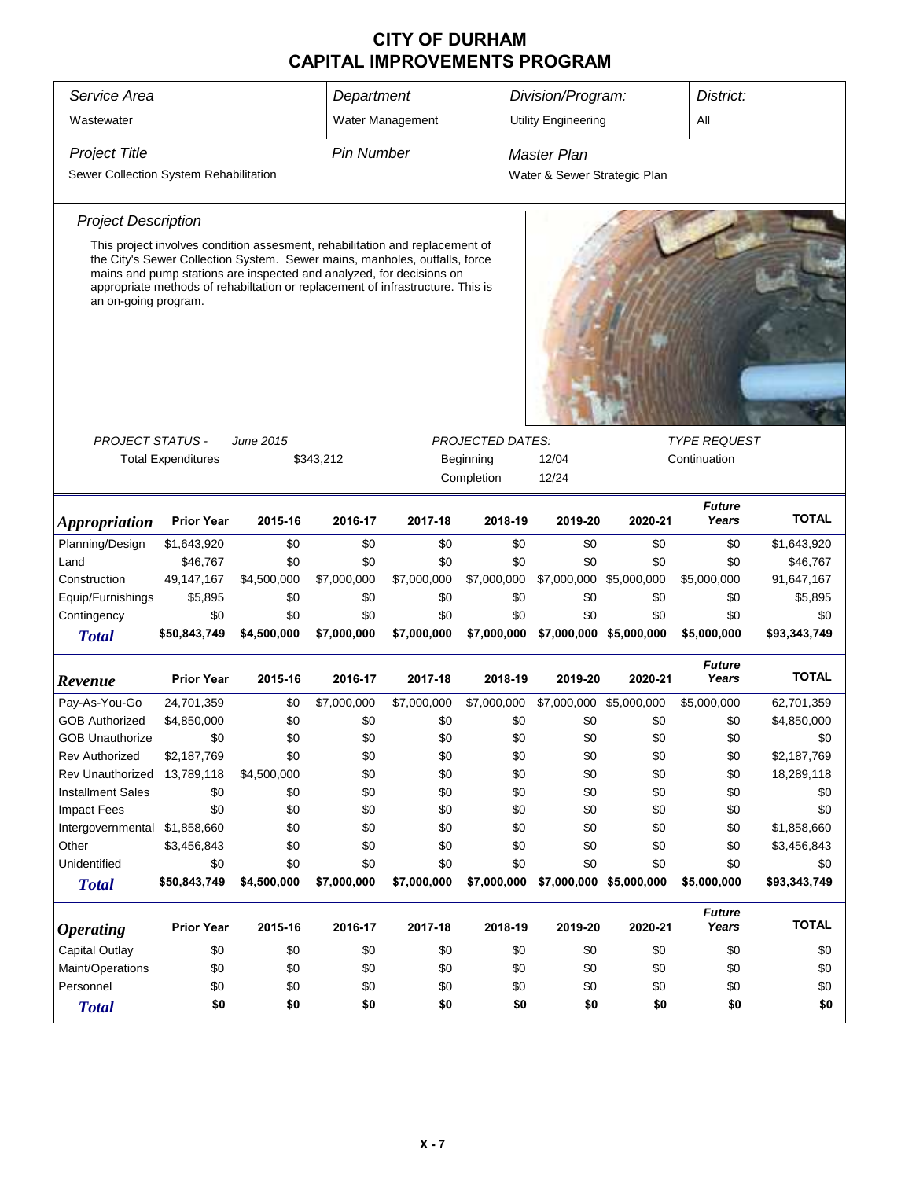# CITY OF DURHAM
## CAPITAL IMPROVEMENTS PROGRAM

| *Service Area* | *Department* | *Division/Program:* | *District:* |
|---|---|---|---|
| Wastewater | Water Management | Utility Engineering | All |

| *Project Title* | *Pin Number* | *Master Plan* |
|---|---|---|
| Sewer Collection System Rehabilitation | | Water & Sewer Strategic Plan |

*Project Description*

This project involves condition assesment, rehabilitation and replacement of the City's Sewer Collection System. Sewer mains, manholes, outfalls, force mains and pump stations are inspected and analyzed, for decisions on appropriate methods of rehabiltation or replacement of infrastructure. This is an on-going program.

| *PROJECT STATUS -* | *June 2015* | *PROJECTED DATES:* | | *TYPE REQUEST* |
|---|---|---|---|---|
| Total Expenditures | $343,212 | Beginning | 12/04 | Continuation |
| | | Completion | 12/24 | |

| ***Appropriation*** | **Prior Year** | **2015-16** | **2016-17** | **2017-18** | **2018-19** | **2019-20** | **2020-21** | ***Future Years*** | **TOTAL** |
|---|---|---|---|---|---|---|---|---|---|
| Planning/Design | $1,643,920 | $0 | $0 | $0 | $0 | $0 | $0 | $0 | $1,643,920 |
| Land | $46,767 | $0 | $0 | $0 | $0 | $0 | $0 | $0 | $46,767 |
| Construction | 49,147,167 | $4,500,000 | $7,000,000 | $7,000,000 | $7,000,000 | $7,000,000 | $5,000,000 | $5,000,000 | 91,647,167 |
| Equip/Furnishings | $5,895 | $0 | $0 | $0 | $0 | $0 | $0 | $0 | $5,895 |
| Contingency | $0 | $0 | $0 | $0 | $0 | $0 | $0 | $0 | $0 |
| ***Total*** | **$50,843,749** | **$4,500,000** | **$7,000,000** | **$7,000,000** | **$7,000,000** | **$7,000,000** | **$5,000,000** | **$5,000,000** | **$93,343,749** |

| ***Revenue*** | **Prior Year** | **2015-16** | **2016-17** | **2017-18** | **2018-19** | **2019-20** | **2020-21** | ***Future Years*** | **TOTAL** |
|---|---|---|---|---|---|---|---|---|---|
| Pay-As-You-Go | 24,701,359 | $0 | $7,000,000 | $7,000,000 | $7,000,000 | $7,000,000 | $5,000,000 | $5,000,000 | 62,701,359 |
| GOB Authorized | $4,850,000 | $0 | $0 | $0 | $0 | $0 | $0 | $0 | $4,850,000 |
| GOB Unauthorize | $0 | $0 | $0 | $0 | $0 | $0 | $0 | $0 | $0 |
| Rev Authorized | $2,187,769 | $0 | $0 | $0 | $0 | $0 | $0 | $0 | $2,187,769 |
| Rev Unauthorized | 13,789,118 | $4,500,000 | $0 | $0 | $0 | $0 | $0 | $0 | 18,289,118 |
| Installment Sales | $0 | $0 | $0 | $0 | $0 | $0 | $0 | $0 | $0 |
| Impact Fees | $0 | $0 | $0 | $0 | $0 | $0 | $0 | $0 | $0 |
| Intergovernmental | $1,858,660 | $0 | $0 | $0 | $0 | $0 | $0 | $0 | $1,858,660 |
| Other | $3,456,843 | $0 | $0 | $0 | $0 | $0 | $0 | $0 | $3,456,843 |
| Unidentified | $0 | $0 | $0 | $0 | $0 | $0 | $0 | $0 | $0 |
| ***Total*** | **$50,843,749** | **$4,500,000** | **$7,000,000** | **$7,000,000** | **$7,000,000** | **$7,000,000** | **$5,000,000** | **$5,000,000** | **$93,343,749** |

| ***Operating*** | **Prior Year** | **2015-16** | **2016-17** | **2017-18** | **2018-19** | **2019-20** | **2020-21** | ***Future Years*** | **TOTAL** |
|---|---|---|---|---|---|---|---|---|---|
| Capital Outlay | $0 | $0 | $0 | $0 | $0 | $0 | $0 | $0 | $0 |
| Maint/Operations | $0 | $0 | $0 | $0 | $0 | $0 | $0 | $0 | $0 |
| Personnel | $0 | $0 | $0 | $0 | $0 | $0 | $0 | $0 | $0 |
| ***Total*** | **$0** | **$0** | **$0** | **$0** | **$0** | **$0** | **$0** | **$0** | **$0** |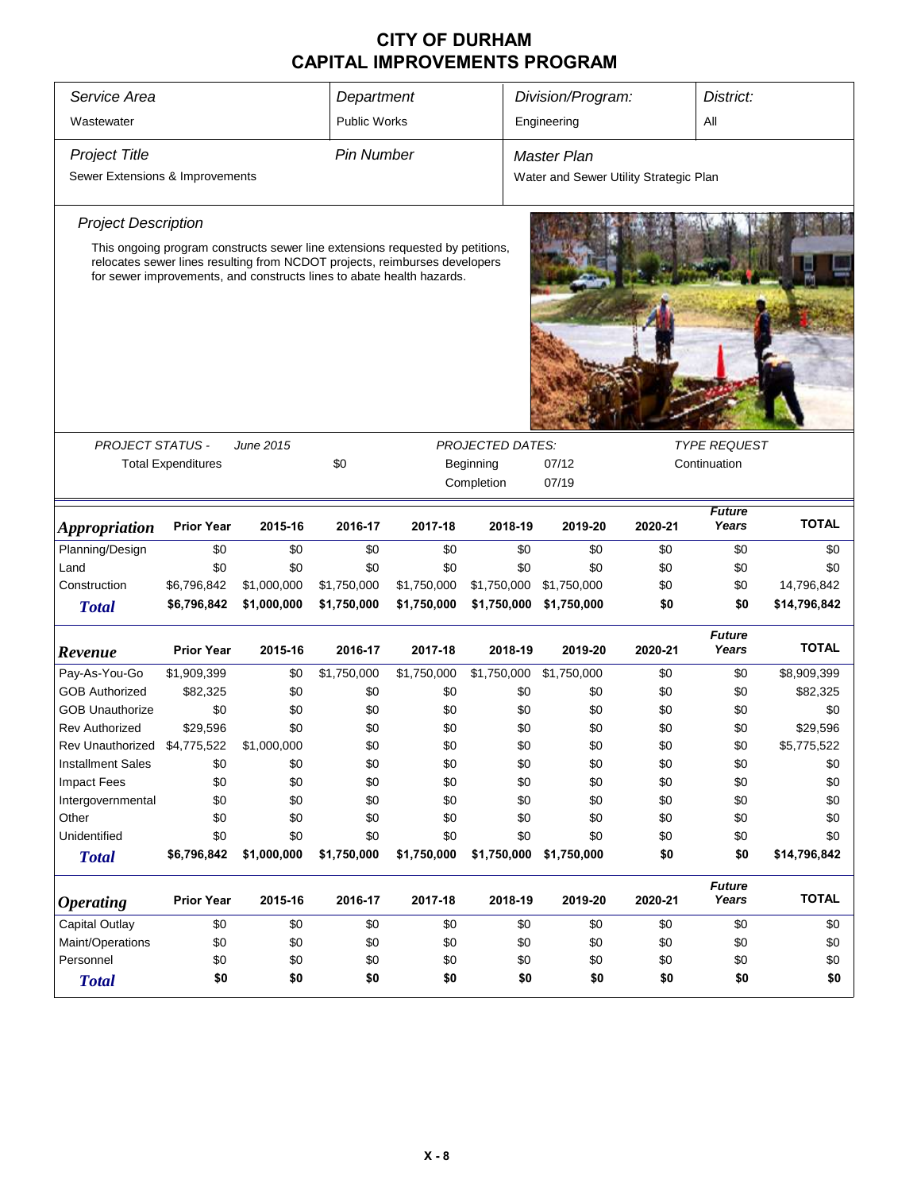# CITY OF DURHAM
# CAPITAL IMPROVEMENTS PROGRAM

| *Service Area* | *Department* | *Division/Program:* | *District:* |
|---|---|---|---|
| Wastewater | Public Works | Engineering | All |

| *Project Title* | *Pin Number* | *Master Plan* |
|---|---|---|
| Sewer Extensions & Improvements | | Water and Sewer Utility Strategic Plan |

*Project Description*

This ongoing program constructs sewer line extensions requested by petitions, relocates sewer lines resulting from NCDOT projects, reimburses developers for sewer improvements, and constructs lines to abate health hazards.

| *PROJECT STATUS -* | *June 2015* | *PROJECTED DATES:* | | *TYPE REQUEST* |
|---|---|---|---|---|
| Total Expenditures | $0 | Beginning | 07/12 | Continuation |
| | | Completion | 07/19 | |

| *Appropriation* | Prior Year | 2015-16 | 2016-17 | 2017-18 | 2018-19 | 2019-20 | 2020-21 | *Future Years* | TOTAL |
|---|---|---|---|---|---|---|---|---|---|
| Planning/Design | $0 | $0 | $0 | $0 | $0 | $0 | $0 | $0 | $0 |
| Land | $0 | $0 | $0 | $0 | $0 | $0 | $0 | $0 | $0 |
| Construction | $6,796,842 | $1,000,000 | $1,750,000 | $1,750,000 | $1,750,000 | $1,750,000 | $0 | $0 | 14,796,842 |
| **Total** | **$6,796,842** | **$1,000,000** | **$1,750,000** | **$1,750,000** | **$1,750,000** | **$1,750,000** | **$0** | **$0** | **$14,796,842** |

| *Revenue* | Prior Year | 2015-16 | 2016-17 | 2017-18 | 2018-19 | 2019-20 | 2020-21 | *Future Years* | TOTAL |
|---|---|---|---|---|---|---|---|---|---|
| Pay-As-You-Go | $1,909,399 | $0 | $1,750,000 | $1,750,000 | $1,750,000 | $1,750,000 | $0 | $0 | $8,909,399 |
| GOB Authorized | $82,325 | $0 | $0 | $0 | $0 | $0 | $0 | $0 | $82,325 |
| GOB Unauthorize | $0 | $0 | $0 | $0 | $0 | $0 | $0 | $0 | $0 |
| Rev Authorized | $29,596 | $0 | $0 | $0 | $0 | $0 | $0 | $0 | $29,596 |
| Rev Unauthorized | $4,775,522 | $1,000,000 | $0 | $0 | $0 | $0 | $0 | $0 | $5,775,522 |
| Installment Sales | $0 | $0 | $0 | $0 | $0 | $0 | $0 | $0 | $0 |
| Impact Fees | $0 | $0 | $0 | $0 | $0 | $0 | $0 | $0 | $0 |
| Intergovernmental | $0 | $0 | $0 | $0 | $0 | $0 | $0 | $0 | $0 |
| Other | $0 | $0 | $0 | $0 | $0 | $0 | $0 | $0 | $0 |
| Unidentified | $0 | $0 | $0 | $0 | $0 | $0 | $0 | $0 | $0 |
| **Total** | **$6,796,842** | **$1,000,000** | **$1,750,000** | **$1,750,000** | **$1,750,000** | **$1,750,000** | **$0** | **$0** | **$14,796,842** |

| *Operating* | Prior Year | 2015-16 | 2016-17 | 2017-18 | 2018-19 | 2019-20 | 2020-21 | *Future Years* | TOTAL |
|---|---|---|---|---|---|---|---|---|---|
| Capital Outlay | $0 | $0 | $0 | $0 | $0 | $0 | $0 | $0 | $0 |
| Maint/Operations | $0 | $0 | $0 | $0 | $0 | $0 | $0 | $0 | $0 |
| Personnel | $0 | $0 | $0 | $0 | $0 | $0 | $0 | $0 | $0 |
| **Total** | **$0** | **$0** | **$0** | **$0** | **$0** | **$0** | **$0** | **$0** | **$0** |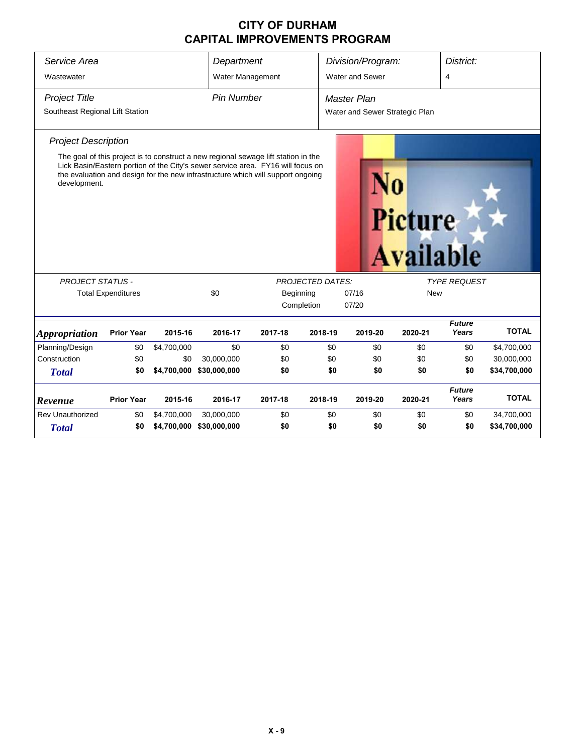# CITY OF DURHAM
# CAPITAL IMPROVEMENTS PROGRAM

| *Service Area* | *Department* | *Division/Program:* | *District:* |
|---|---|---|---|
| Wastewater | Water Management | Water and Sewer | 4 |

| *Project Title* | *Pin Number* | *Master Plan* |
|---|---|---|
| Southeast Regional Lift Station | | Water and Sewer Strategic Plan |

*Project Description*

The goal of this project is to construct a new regional sewage lift station in the Lick Basin/Eastern portion of the City's sewer service area. FY16 will focus on the evaluation and design for the new infrastructure which will support ongoing development.

No Picture Available

| *PROJECT STATUS -* | | *PROJECTED DATES:* | | *TYPE REQUEST* |
|---|---|---|---|---|
| Total Expenditures | $0 | Beginning | 07/16 | New |
| | | Completion | 07/20 | |

| ***Appropriation*** | **Prior Year** | **2015-16** | **2016-17** | **2017-18** | **2018-19** | **2019-20** | **2020-21** | ***Future Years*** | **TOTAL** |
|---|---|---|---|---|---|---|---|---|---|
| Planning/Design | $0 | $4,700,000 | $0 | $0 | $0 | $0 | $0 | $0 | $4,700,000 |
| Construction | $0 | $0 | 30,000,000 | $0 | $0 | $0 | $0 | $0 | 30,000,000 |
| ***Total*** | **$0** | **$4,700,000** | **$30,000,000** | **$0** | **$0** | **$0** | **$0** | **$0** | **$34,700,000** |

| ***Revenue*** | **Prior Year** | **2015-16** | **2016-17** | **2017-18** | **2018-19** | **2019-20** | **2020-21** | ***Future Years*** | **TOTAL** |
|---|---|---|---|---|---|---|---|---|---|
| Rev Unauthorized | $0 | $4,700,000 | 30,000,000 | $0 | $0 | $0 | $0 | $0 | 34,700,000 |
| ***Total*** | **$0** | **$4,700,000** | **$30,000,000** | **$0** | **$0** | **$0** | **$0** | **$0** | **$34,700,000** |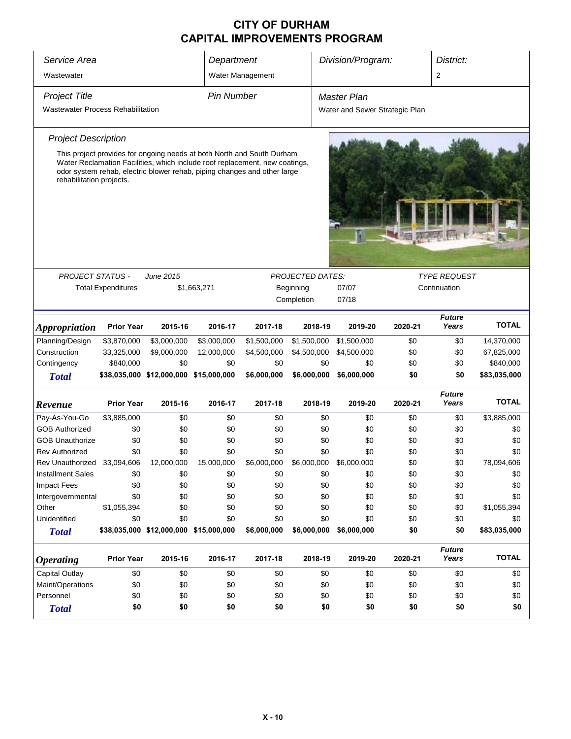# CITY OF DURHAM
# CAPITAL IMPROVEMENTS PROGRAM

| Service Area | Department | Division/Program: | District: |
|---|---|---|---|
| Wastewater | Water Management | | 2 |

| Project Title | Pin Number | Master Plan |
|---|---|---|
| Wastewater Process Rehabilitation | | Water and Sewer Strategic Plan |

*Project Description*

This project provides for ongoing needs at both North and South Durham Water Reclamation Facilities, which include roof replacement, new coatings, odor system rehab, electric blower rehab, piping changes and other large rehabilitation projects.

| PROJECT STATUS - | June 2015 | PROJECTED DATES: | | TYPE REQUEST |
|---|---|---|---|---|
| Total Expenditures | $1,663,271 | Beginning | 07/07 | Continuation |
| | | Completion | 07/18 | |

| Appropriation | Prior Year | 2015-16 | 2016-17 | 2017-18 | 2018-19 | 2019-20 | 2020-21 | Future Years | TOTAL |
|---|---|---|---|---|---|---|---|---|---|
| Planning/Design | $3,870,000 | $3,000,000 | $3,000,000 | $1,500,000 | $1,500,000 | $1,500,000 | $0 | $0 | 14,370,000 |
| Construction | 33,325,000 | $9,000,000 | 12,000,000 | $4,500,000 | $4,500,000 | $4,500,000 | $0 | $0 | 67,825,000 |
| Contingency | $840,000 | $0 | $0 | $0 | $0 | $0 | $0 | $0 | $840,000 |
| **Total** | **$38,035,000** | **$12,000,000** | **$15,000,000** | **$6,000,000** | **$6,000,000** | **$6,000,000** | **$0** | **$0** | **$83,035,000** |

| Revenue | Prior Year | 2015-16 | 2016-17 | 2017-18 | 2018-19 | 2019-20 | 2020-21 | Future Years | TOTAL |
|---|---|---|---|---|---|---|---|---|---|
| Pay-As-You-Go | $3,885,000 | $0 | $0 | $0 | $0 | $0 | $0 | $0 | $3,885,000 |
| GOB Authorized | $0 | $0 | $0 | $0 | $0 | $0 | $0 | $0 | $0 |
| GOB Unauthorize | $0 | $0 | $0 | $0 | $0 | $0 | $0 | $0 | $0 |
| Rev Authorized | $0 | $0 | $0 | $0 | $0 | $0 | $0 | $0 | $0 |
| Rev Unauthorized | 33,094,606 | 12,000,000 | 15,000,000 | $6,000,000 | $6,000,000 | $6,000,000 | $0 | $0 | 78,094,606 |
| Installment Sales | $0 | $0 | $0 | $0 | $0 | $0 | $0 | $0 | $0 |
| Impact Fees | $0 | $0 | $0 | $0 | $0 | $0 | $0 | $0 | $0 |
| Intergovernmental | $0 | $0 | $0 | $0 | $0 | $0 | $0 | $0 | $0 |
| Other | $1,055,394 | $0 | $0 | $0 | $0 | $0 | $0 | $0 | $1,055,394 |
| Unidentified | $0 | $0 | $0 | $0 | $0 | $0 | $0 | $0 | $0 |
| **Total** | **$38,035,000** | **$12,000,000** | **$15,000,000** | **$6,000,000** | **$6,000,000** | **$6,000,000** | **$0** | **$0** | **$83,035,000** |

| Operating | Prior Year | 2015-16 | 2016-17 | 2017-18 | 2018-19 | 2019-20 | 2020-21 | Future Years | TOTAL |
|---|---|---|---|---|---|---|---|---|---|
| Capital Outlay | $0 | $0 | $0 | $0 | $0 | $0 | $0 | $0 | $0 |
| Maint/Operations | $0 | $0 | $0 | $0 | $0 | $0 | $0 | $0 | $0 |
| Personnel | $0 | $0 | $0 | $0 | $0 | $0 | $0 | $0 | $0 |
| **Total** | **$0** | **$0** | **$0** | **$0** | **$0** | **$0** | **$0** | **$0** | **$0** |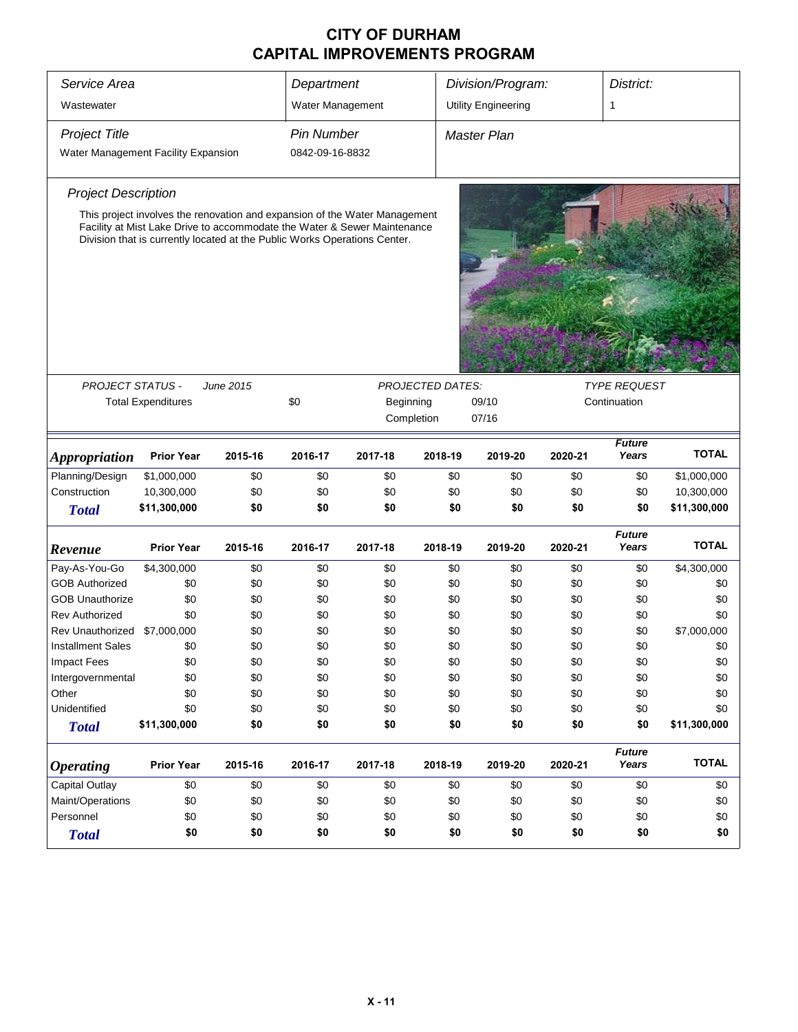# CITY OF DURHAM
# CAPITAL IMPROVEMENTS PROGRAM

| | | | |
|---|---|---|---|
| *Service Area* | *Department* | *Division/Program:* | *District:* |
| Wastewater | Water Management | Utility Engineering | 1 |
| *Project Title* | *Pin Number* | *Master Plan* | |
| Water Management Facility Expansion | 0842-09-16-8832 | | |

*Project Description*

This project involves the renovation and expansion of the Water Management Facility at Mist Lake Drive to accommodate the Water & Sewer Maintenance Division that is currently located at the Public Works Operations Center.

| | | | |
|---|---|---|---|
| *PROJECT STATUS - June 2015* | | *PROJECTED DATES:* | *TYPE REQUEST* |
| Total Expenditures | $0 | Beginning 09/10 | Continuation |
| | | Completion 07/16 | |

| ***Appropriation*** | **Prior Year** | **2015-16** | **2016-17** | **2017-18** | **2018-19** | **2019-20** | **2020-21** | ***Future Years*** | **TOTAL** |
|---|---|---|---|---|---|---|---|---|---|
| Planning/Design | $1,000,000 | $0 | $0 | $0 | $0 | $0 | $0 | $0 | $1,000,000 |
| Construction | 10,300,000 | $0 | $0 | $0 | $0 | $0 | $0 | $0 | 10,300,000 |
| ***Total*** | **$11,300,000** | **$0** | **$0** | **$0** | **$0** | **$0** | **$0** | **$0** | **$11,300,000** |

| ***Revenue*** | **Prior Year** | **2015-16** | **2016-17** | **2017-18** | **2018-19** | **2019-20** | **2020-21** | ***Future Years*** | **TOTAL** |
|---|---|---|---|---|---|---|---|---|---|
| Pay-As-You-Go | $4,300,000 | $0 | $0 | $0 | $0 | $0 | $0 | $0 | $4,300,000 |
| GOB Authorized | $0 | $0 | $0 | $0 | $0 | $0 | $0 | $0 | $0 |
| GOB Unauthorize | $0 | $0 | $0 | $0 | $0 | $0 | $0 | $0 | $0 |
| Rev Authorized | $0 | $0 | $0 | $0 | $0 | $0 | $0 | $0 | $0 |
| Rev Unauthorized | $7,000,000 | $0 | $0 | $0 | $0 | $0 | $0 | $0 | $7,000,000 |
| Installment Sales | $0 | $0 | $0 | $0 | $0 | $0 | $0 | $0 | $0 |
| Impact Fees | $0 | $0 | $0 | $0 | $0 | $0 | $0 | $0 | $0 |
| Intergovernmental | $0 | $0 | $0 | $0 | $0 | $0 | $0 | $0 | $0 |
| Other | $0 | $0 | $0 | $0 | $0 | $0 | $0 | $0 | $0 |
| Unidentified | $0 | $0 | $0 | $0 | $0 | $0 | $0 | $0 | $0 |
| ***Total*** | **$11,300,000** | **$0** | **$0** | **$0** | **$0** | **$0** | **$0** | **$0** | **$11,300,000** |

| ***Operating*** | **Prior Year** | **2015-16** | **2016-17** | **2017-18** | **2018-19** | **2019-20** | **2020-21** | ***Future Years*** | **TOTAL** |
|---|---|---|---|---|---|---|---|---|---|
| Capital Outlay | $0 | $0 | $0 | $0 | $0 | $0 | $0 | $0 | $0 |
| Maint/Operations | $0 | $0 | $0 | $0 | $0 | $0 | $0 | $0 | $0 |
| Personnel | $0 | $0 | $0 | $0 | $0 | $0 | $0 | $0 | $0 |
| ***Total*** | **$0** | **$0** | **$0** | **$0** | **$0** | **$0** | **$0** | **$0** | **$0** |